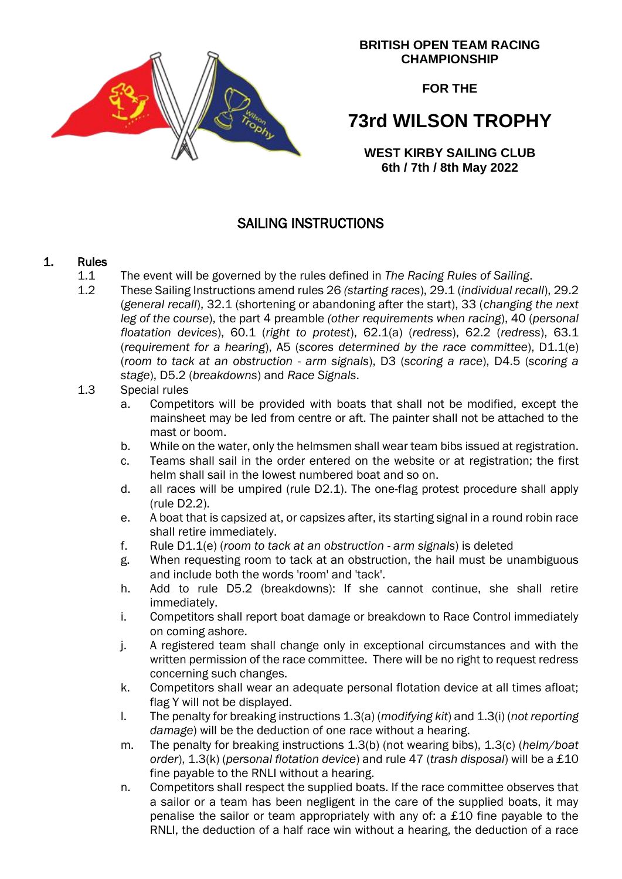**BRITISH OPEN TEAM RACING CHAMPIONSHIP**

**FOR THE**

# 73rd WILSON TROPHY

**WEST KIRBY SAILING CLUB**
**6th / 7th / 8th May 2022**

## SAILING INSTRUCTIONS

### 1. Rules

1.1 The event will be governed by the rules defined in *The Racing Rules of Sailing*.

1.2 These Sailing Instructions amend rules 26 *(starting races*), 29.1 (*individual recall*), 29.2 (*general recall*), 32.1 (shortening or abandoning after the start), 33 (*changing the next leg of the course*), the part 4 preamble *(other requirements when racing*), 40 (*personal floatation devices*), 60.1 (*right to protest*), 62.1(a) (*redress*), 62.2 (*redress*), 63.1 (*requirement for a hearing*), A5 (*scores determined by the race committee*), D1.1(e) (*room to tack at an obstruction - arm signals*), D3 (*scoring a race*), D4.5 (*scoring a stage*), D5.2 (*breakdowns*) and *Race Signals*.

1.3 Special rules

a. Competitors will be provided with boats that shall not be modified, except the mainsheet may be led from centre or aft. The painter shall not be attached to the mast or boom.

b. While on the water, only the helmsmen shall wear team bibs issued at registration.

c. Teams shall sail in the order entered on the website or at registration; the first helm shall sail in the lowest numbered boat and so on.

d. all races will be umpired (rule D2.1). The one-flag protest procedure shall apply (rule D2.2).

e. A boat that is capsized at, or capsizes after, its starting signal in a round robin race shall retire immediately.

f. Rule D1.1(e) (*room to tack at an obstruction - arm signals*) is deleted

g. When requesting room to tack at an obstruction, the hail must be unambiguous and include both the words 'room' and 'tack'.

h. Add to rule D5.2 (breakdowns): If she cannot continue, she shall retire immediately.

i. Competitors shall report boat damage or breakdown to Race Control immediately on coming ashore.

j. A registered team shall change only in exceptional circumstances and with the written permission of the race committee. There will be no right to request redress concerning such changes.

k. Competitors shall wear an adequate personal flotation device at all times afloat; flag Y will not be displayed.

l. The penalty for breaking instructions 1.3(a) (*modifying kit*) and 1.3(i) (*not reporting damage*) will be the deduction of one race without a hearing.

m. The penalty for breaking instructions 1.3(b) (not wearing bibs), 1.3(c) (*helm/boat order*), 1.3(k) (*personal flotation device*) and rule 47 (*trash disposal*) will be a £10 fine payable to the RNLI without a hearing.

n. Competitors shall respect the supplied boats. If the race committee observes that a sailor or a team has been negligent in the care of the supplied boats, it may penalise the sailor or team appropriately with any of: a £10 fine payable to the RNLI, the deduction of a half race win without a hearing, the deduction of a race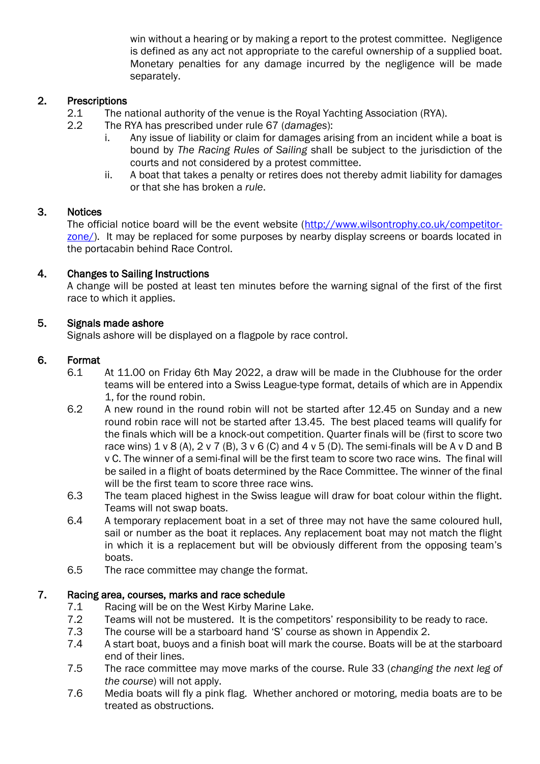win without a hearing or by making a report to the protest committee. Negligence is defined as any act not appropriate to the careful ownership of a supplied boat. Monetary penalties for any damage incurred by the negligence will be made separately.

## 2. Prescriptions

2.1 The national authority of the venue is the Royal Yachting Association (RYA).

2.2 The RYA has prescribed under rule 67 (*damages*):

i. Any issue of liability or claim for damages arising from an incident while a boat is bound by *The Racing Rules of Sailing* shall be subject to the jurisdiction of the courts and not considered by a protest committee.

ii. A boat that takes a penalty or retires does not thereby admit liability for damages or that she has broken a *rule*.

## 3. Notices

The official notice board will be the event website ([http://www.wilsontrophy.co.uk/competitor-zone/](http://www.wilsontrophy.co.uk/competitor-zone/)). It may be replaced for some purposes by nearby display screens or boards located in the portacabin behind Race Control.

## 4. Changes to Sailing Instructions

A change will be posted at least ten minutes before the warning signal of the first of the first race to which it applies.

## 5. Signals made ashore

Signals ashore will be displayed on a flagpole by race control.

## 6. Format

6.1 At 11.00 on Friday 6th May 2022, a draw will be made in the Clubhouse for the order teams will be entered into a Swiss League-type format, details of which are in Appendix 1, for the round robin.

6.2 A new round in the round robin will not be started after 12.45 on Sunday and a new round robin race will not be started after 13.45. The best placed teams will qualify for the finals which will be a knock-out competition. Quarter finals will be (first to score two race wins) 1 v 8 (A), 2 v 7 (B), 3 v 6 (C) and 4 v 5 (D). The semi-finals will be A v D and B v C. The winner of a semi-final will be the first team to score two race wins. The final will be sailed in a flight of boats determined by the Race Committee. The winner of the final will be the first team to score three race wins.

6.3 The team placed highest in the Swiss league will draw for boat colour within the flight. Teams will not swap boats.

6.4 A temporary replacement boat in a set of three may not have the same coloured hull, sail or number as the boat it replaces. Any replacement boat may not match the flight in which it is a replacement but will be obviously different from the opposing team's boats.

6.5 The race committee may change the format.

## 7. Racing area, courses, marks and race schedule

7.1 Racing will be on the West Kirby Marine Lake.

7.2 Teams will not be mustered. It is the competitors' responsibility to be ready to race.

7.3 The course will be a starboard hand 'S' course as shown in Appendix 2.

7.4 A start boat, buoys and a finish boat will mark the course. Boats will be at the starboard end of their lines.

7.5 The race committee may move marks of the course. Rule 33 (*changing the next leg of the course*) will not apply.

7.6 Media boats will fly a pink flag. Whether anchored or motoring, media boats are to be treated as obstructions.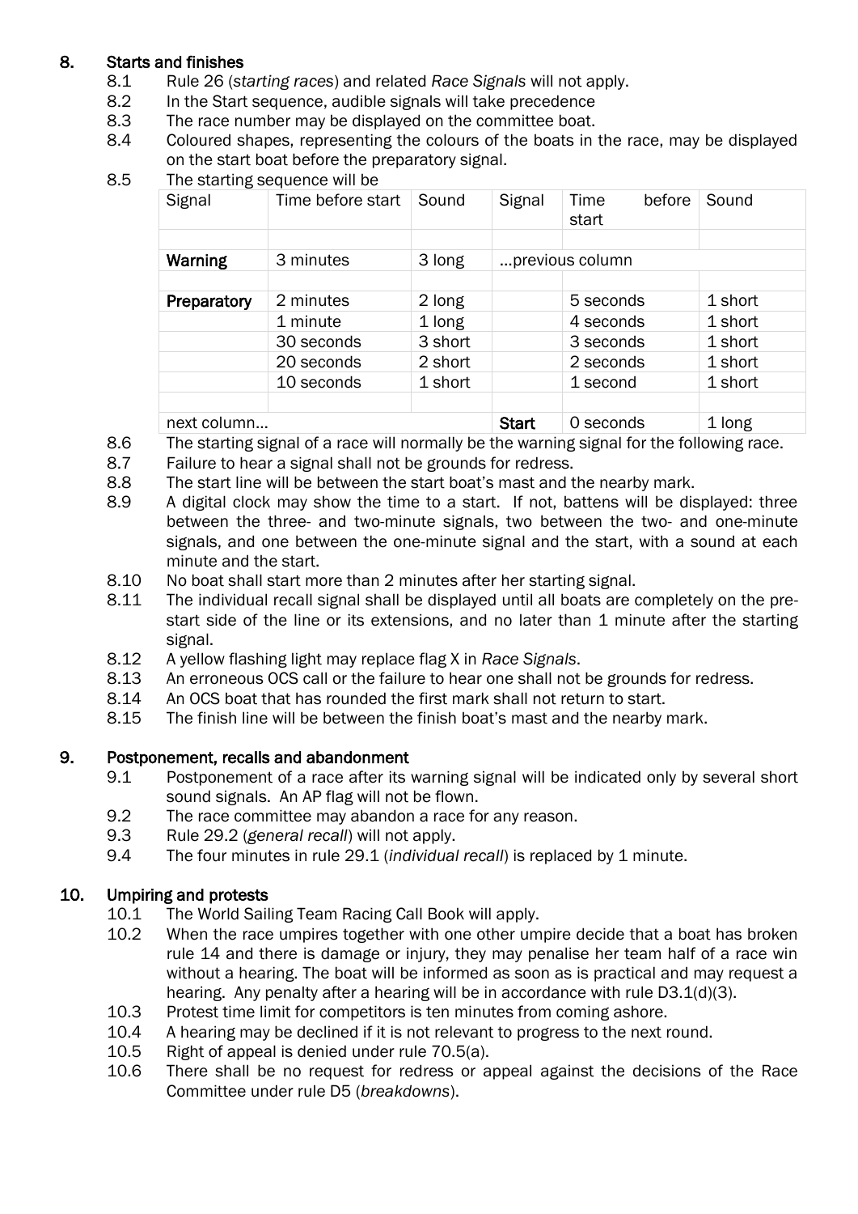## 8. Starts and finishes

8.1 Rule 26 (*starting races*) and related *Race Signals* will not apply.

8.2 In the Start sequence, audible signals will take precedence

8.3 The race number may be displayed on the committee boat.

8.4 Coloured shapes, representing the colours of the boats in the race, may be displayed on the start boat before the preparatory signal.

8.5 The starting sequence will be

| Signal | Time before start | Sound | Signal | Time before start | Sound |
|---|---|---|---|---|---|
| | | | | | |
| **Warning** | 3 minutes | 3 long | ...previous column | | |
| | | | | | |
| **Preparatory** | 2 minutes | 2 long | | 5 seconds | 1 short |
| | 1 minute | 1 long | | 4 seconds | 1 short |
| | 30 seconds | 3 short | | 3 seconds | 1 short |
| | 20 seconds | 2 short | | 2 seconds | 1 short |
| | 10 seconds | 1 short | | 1 second | 1 short |
| | | | | | |
| next column... | | | **Start** | 0 seconds | 1 long |

8.6 The starting signal of a race will normally be the warning signal for the following race.

8.7 Failure to hear a signal shall not be grounds for redress.

8.8 The start line will be between the start boat's mast and the nearby mark.

8.9 A digital clock may show the time to a start. If not, battens will be displayed: three between the three- and two-minute signals, two between the two- and one-minute signals, and one between the one-minute signal and the start, with a sound at each minute and the start.

8.10 No boat shall start more than 2 minutes after her starting signal.

8.11 The individual recall signal shall be displayed until all boats are completely on the pre-start side of the line or its extensions, and no later than 1 minute after the starting signal.

8.12 A yellow flashing light may replace flag X in *Race Signals*.

8.13 An erroneous OCS call or the failure to hear one shall not be grounds for redress.

8.14 An OCS boat that has rounded the first mark shall not return to start.

8.15 The finish line will be between the finish boat's mast and the nearby mark.

## 9. Postponement, recalls and abandonment

9.1 Postponement of a race after its warning signal will be indicated only by several short sound signals. An AP flag will not be flown.

9.2 The race committee may abandon a race for any reason.

9.3 Rule 29.2 (*general recall*) will not apply.

9.4 The four minutes in rule 29.1 (*individual recall*) is replaced by 1 minute.

## 10. Umpiring and protests

10.1 The World Sailing Team Racing Call Book will apply.

10.2 When the race umpires together with one other umpire decide that a boat has broken rule 14 and there is damage or injury, they may penalise her team half of a race win without a hearing. The boat will be informed as soon as is practical and may request a hearing. Any penalty after a hearing will be in accordance with rule D3.1(d)(3).

10.3 Protest time limit for competitors is ten minutes from coming ashore.

10.4 A hearing may be declined if it is not relevant to progress to the next round.

10.5 Right of appeal is denied under rule 70.5(a).

10.6 There shall be no request for redress or appeal against the decisions of the Race Committee under rule D5 (*breakdowns*).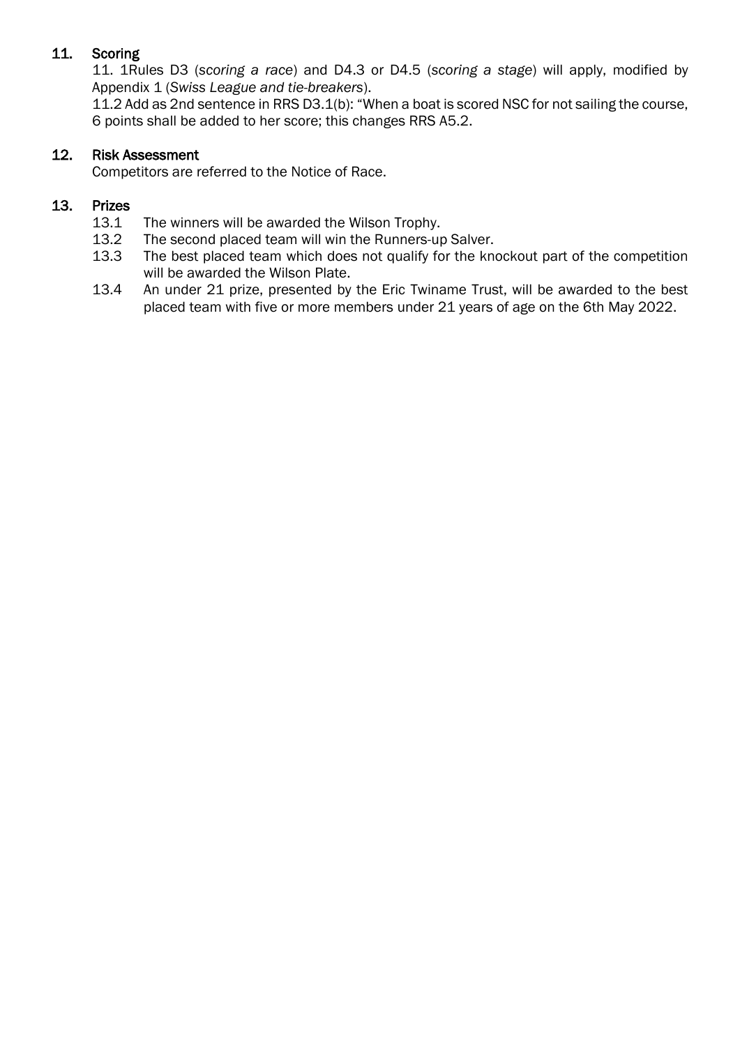## 11. Scoring

11. 1Rules D3 (*scoring a race*) and D4.3 or D4.5 (*scoring a stage*) will apply, modified by Appendix 1 (*Swiss League and tie-breakers*).

11.2 Add as 2nd sentence in RRS D3.1(b): "When a boat is scored NSC for not sailing the course, 6 points shall be added to her score; this changes RRS A5.2.

## 12. Risk Assessment

Competitors are referred to the Notice of Race.

## 13. Prizes

13.1 The winners will be awarded the Wilson Trophy.

13.2 The second placed team will win the Runners-up Salver.

13.3 The best placed team which does not qualify for the knockout part of the competition will be awarded the Wilson Plate.

13.4 An under 21 prize, presented by the Eric Twiname Trust, will be awarded to the best placed team with five or more members under 21 years of age on the 6th May 2022.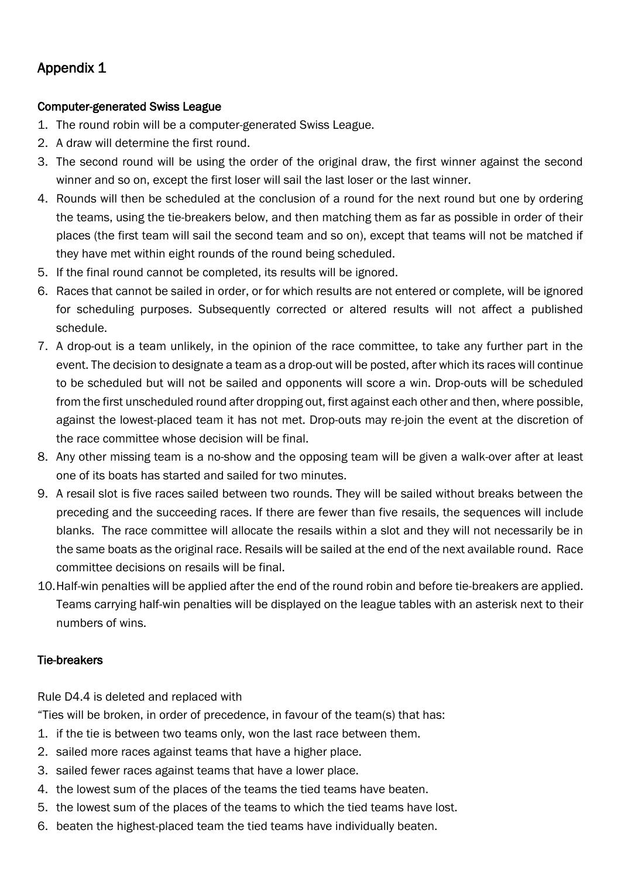# Appendix 1

## Computer-generated Swiss League

1. The round robin will be a computer-generated Swiss League.
2. A draw will determine the first round.
3. The second round will be using the order of the original draw, the first winner against the second winner and so on, except the first loser will sail the last loser or the last winner.
4. Rounds will then be scheduled at the conclusion of a round for the next round but one by ordering the teams, using the tie-breakers below, and then matching them as far as possible in order of their places (the first team will sail the second team and so on), except that teams will not be matched if they have met within eight rounds of the round being scheduled.
5. If the final round cannot be completed, its results will be ignored.
6. Races that cannot be sailed in order, or for which results are not entered or complete, will be ignored for scheduling purposes. Subsequently corrected or altered results will not affect a published schedule.
7. A drop-out is a team unlikely, in the opinion of the race committee, to take any further part in the event. The decision to designate a team as a drop-out will be posted, after which its races will continue to be scheduled but will not be sailed and opponents will score a win. Drop-outs will be scheduled from the first unscheduled round after dropping out, first against each other and then, where possible, against the lowest-placed team it has not met. Drop-outs may re-join the event at the discretion of the race committee whose decision will be final.
8. Any other missing team is a no-show and the opposing team will be given a walk-over after at least one of its boats has started and sailed for two minutes.
9. A resail slot is five races sailed between two rounds. They will be sailed without breaks between the preceding and the succeeding races. If there are fewer than five resails, the sequences will include blanks. The race committee will allocate the resails within a slot and they will not necessarily be in the same boats as the original race. Resails will be sailed at the end of the next available round. Race committee decisions on resails will be final.
10. Half-win penalties will be applied after the end of the round robin and before tie-breakers are applied. Teams carrying half-win penalties will be displayed on the league tables with an asterisk next to their numbers of wins.

## Tie-breakers

Rule D4.4 is deleted and replaced with

"Ties will be broken, in order of precedence, in favour of the team(s) that has:

1. if the tie is between two teams only, won the last race between them.
2. sailed more races against teams that have a higher place.
3. sailed fewer races against teams that have a lower place.
4. the lowest sum of the places of the teams the tied teams have beaten.
5. the lowest sum of the places of the teams to which the tied teams have lost.
6. beaten the highest-placed team the tied teams have individually beaten.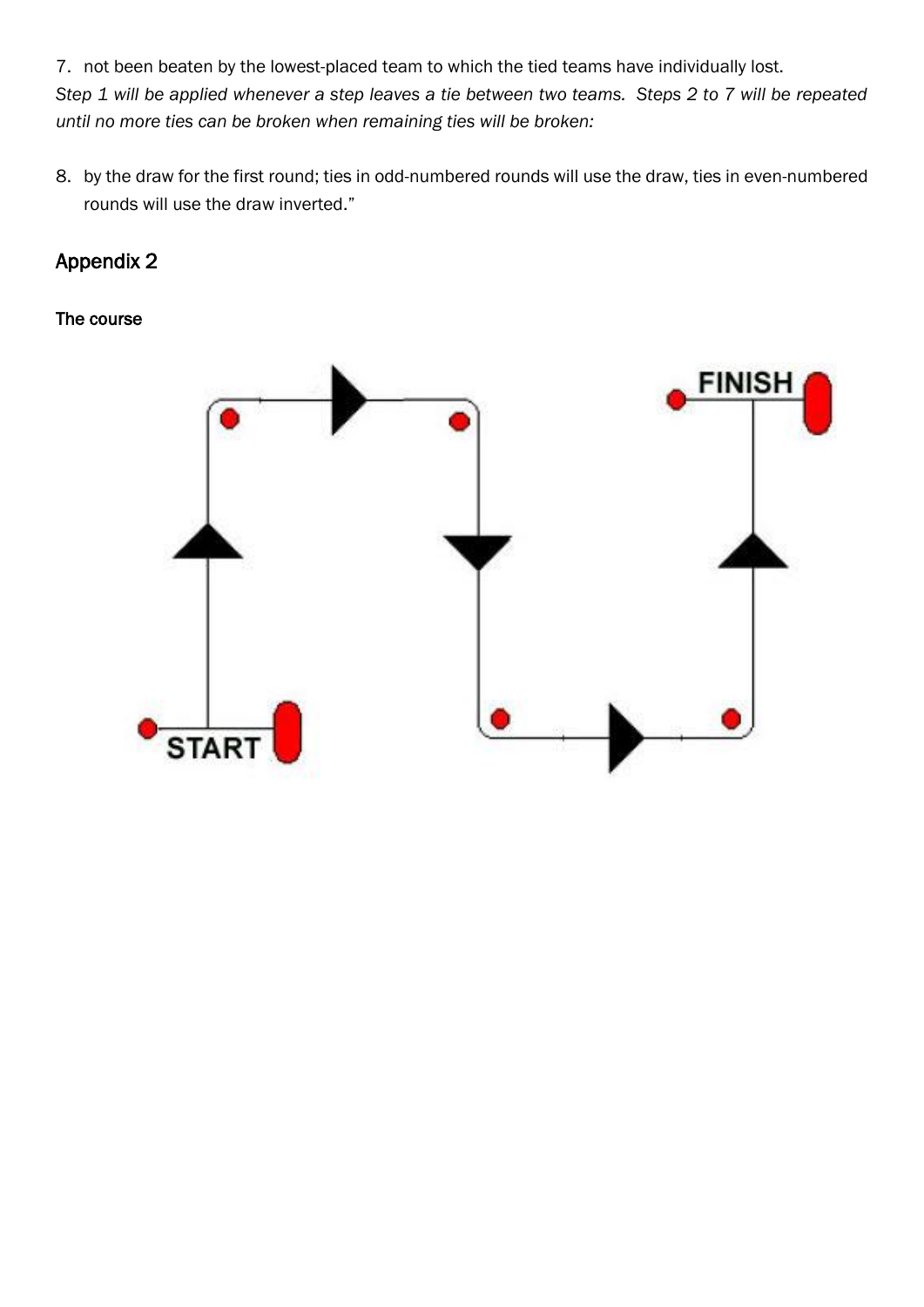7. not been beaten by the lowest-placed team to which the tied teams have individually lost.

*Step 1 will be applied whenever a step leaves a tie between two teams. Steps 2 to 7 will be repeated until no more ties can be broken when remaining ties will be broken:*

8. by the draw for the first round; ties in odd-numbered rounds will use the draw, ties in even-numbered rounds will use the draw inverted."

## Appendix 2

### The course

FINISH

START